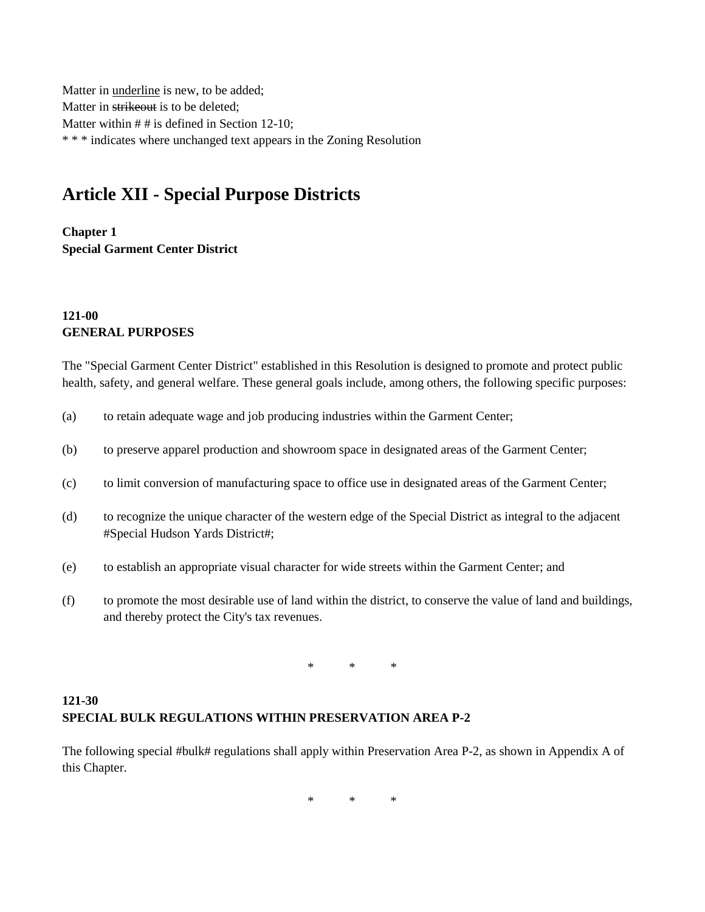Matter in <u>underline</u> is new, to be added;
Matter in ~~strikeout~~ is to be deleted;
Matter within # # is defined in Section 12-10;
* * * indicates where unchanged text appears in the Zoning Resolution

# Article XII - Special Purpose Districts

**Chapter 1**
**Special Garment Center District**

**121-00**
**GENERAL PURPOSES**

The "Special Garment Center District" established in this Resolution is designed to promote and protect public health, safety, and general welfare. These general goals include, among others, the following specific purposes:

(a) to retain adequate wage and job producing industries within the Garment Center;

(b) to preserve apparel production and showroom space in designated areas of the Garment Center;

(c) to limit conversion of manufacturing space to office use in designated areas of the Garment Center;

(d) to recognize the unique character of the western edge of the Special District as integral to the adjacent #Special Hudson Yards District#;

(e) to establish an appropriate visual character for wide streets within the Garment Center; and

(f) to promote the most desirable use of land within the district, to conserve the value of land and buildings, and thereby protect the City's tax revenues.

\* \* \*

**121-30**
**SPECIAL BULK REGULATIONS WITHIN PRESERVATION AREA P-2**

The following special #bulk# regulations shall apply within Preservation Area P-2, as shown in Appendix A of this Chapter.

\* \* \*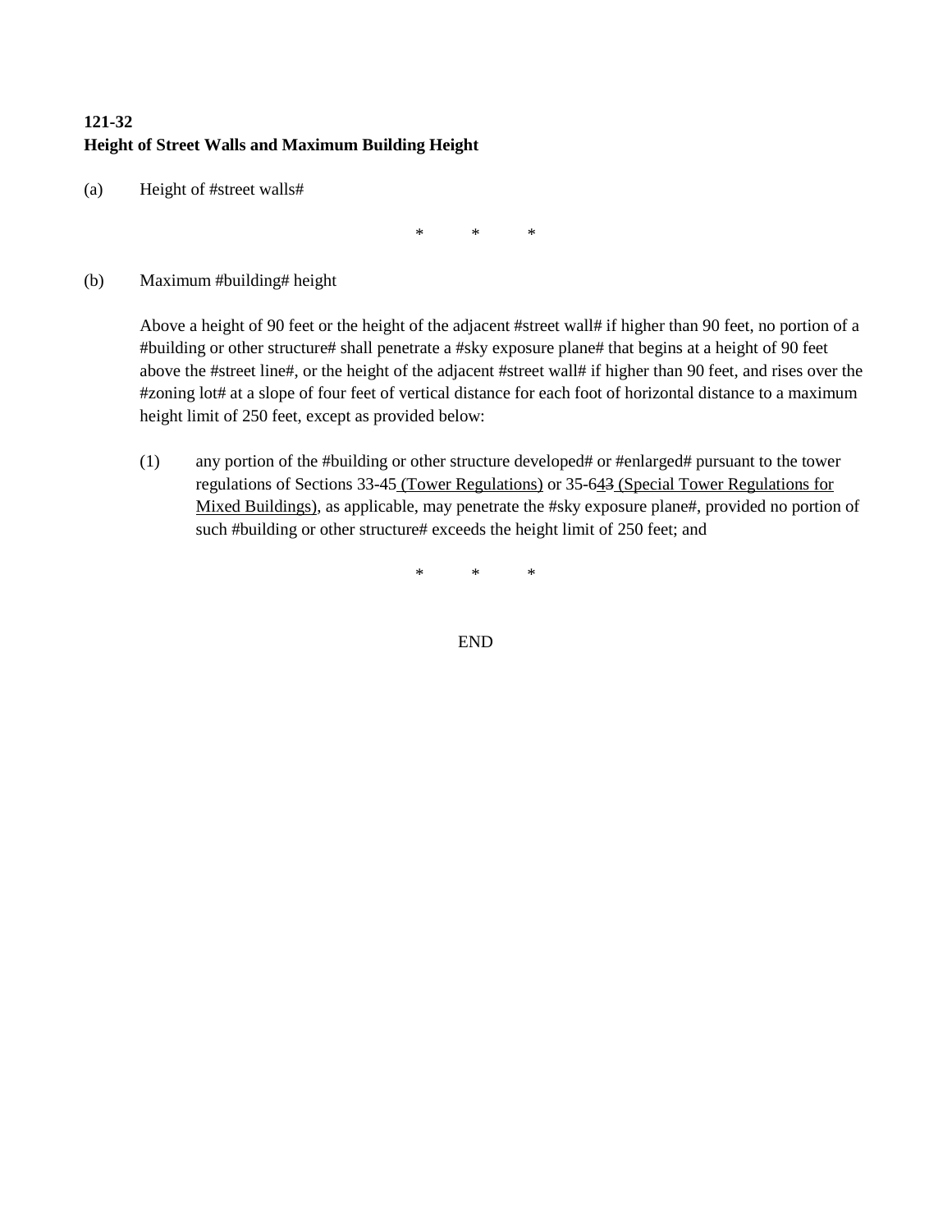**121-32**
**Height of Street Walls and Maximum Building Height**

(a) Height of #street walls#

\*　　\*　　\*

(b) Maximum #building# height

Above a height of 90 feet or the height of the adjacent #street wall# if higher than 90 feet, no portion of a #building or other structure# shall penetrate a #sky exposure plane# that begins at a height of 90 feet above the #street line#, or the height of the adjacent #street wall# if higher than 90 feet, and rises over the #zoning lot# at a slope of four feet of vertical distance for each foot of horizontal distance to a maximum height limit of 250 feet, except as provided below:

(1) any portion of the #building or other structure developed# or #enlarged# pursuant to the tower regulations of Sections 33-45 (Tower Regulations) or 35-64~~3~~ (Special Tower Regulations for Mixed Buildings), as applicable, may penetrate the #sky exposure plane#, provided no portion of such #building or other structure# exceeds the height limit of 250 feet; and

\*　　\*　　\*

END